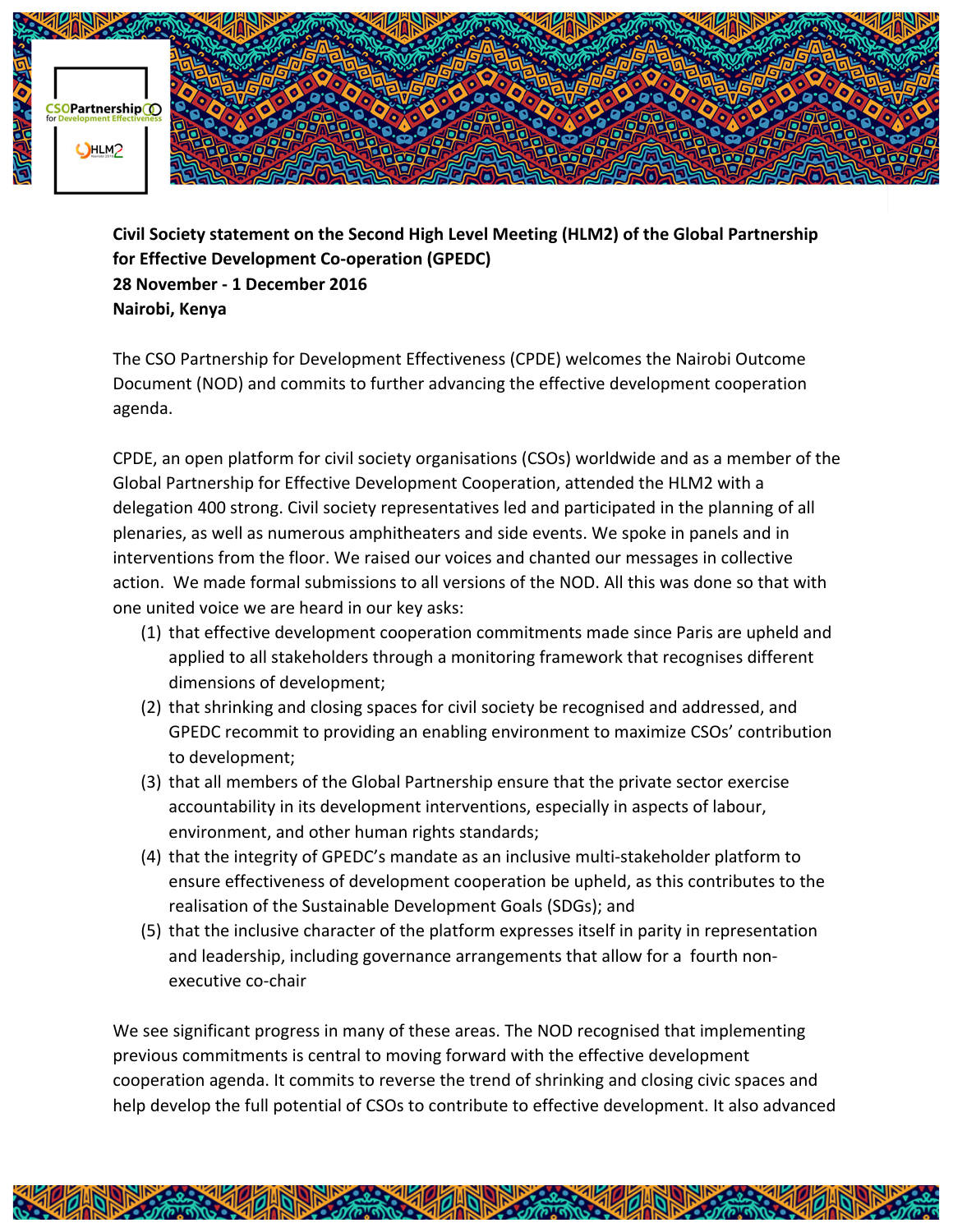**Civil Society statement on the Second High Level Meeting (HLM2) of the Global Partnership for Effective Development Co-operation (GPEDC)**
**28 November - 1 December 2016**
**Nairobi, Kenya**

The CSO Partnership for Development Effectiveness (CPDE) welcomes the Nairobi Outcome Document (NOD) and commits to further advancing the effective development cooperation agenda.

CPDE, an open platform for civil society organisations (CSOs) worldwide and as a member of the Global Partnership for Effective Development Cooperation, attended the HLM2 with a delegation 400 strong. Civil society representatives led and participated in the planning of all plenaries, as well as numerous amphitheaters and side events. We spoke in panels and in interventions from the floor. We raised our voices and chanted our messages in collective action. We made formal submissions to all versions of the NOD. All this was done so that with one united voice we are heard in our key asks:

(1) that effective development cooperation commitments made since Paris are upheld and applied to all stakeholders through a monitoring framework that recognises different dimensions of development;
(2) that shrinking and closing spaces for civil society be recognised and addressed, and GPEDC recommit to providing an enabling environment to maximize CSOs' contribution to development;
(3) that all members of the Global Partnership ensure that the private sector exercise accountability in its development interventions, especially in aspects of labour, environment, and other human rights standards;
(4) that the integrity of GPEDC's mandate as an inclusive multi-stakeholder platform to ensure effectiveness of development cooperation be upheld, as this contributes to the realisation of the Sustainable Development Goals (SDGs); and
(5) that the inclusive character of the platform expresses itself in parity in representation and leadership, including governance arrangements that allow for a fourth non-executive co-chair

We see significant progress in many of these areas. The NOD recognised that implementing previous commitments is central to moving forward with the effective development cooperation agenda. It commits to reverse the trend of shrinking and closing civic spaces and help develop the full potential of CSOs to contribute to effective development. It also advanced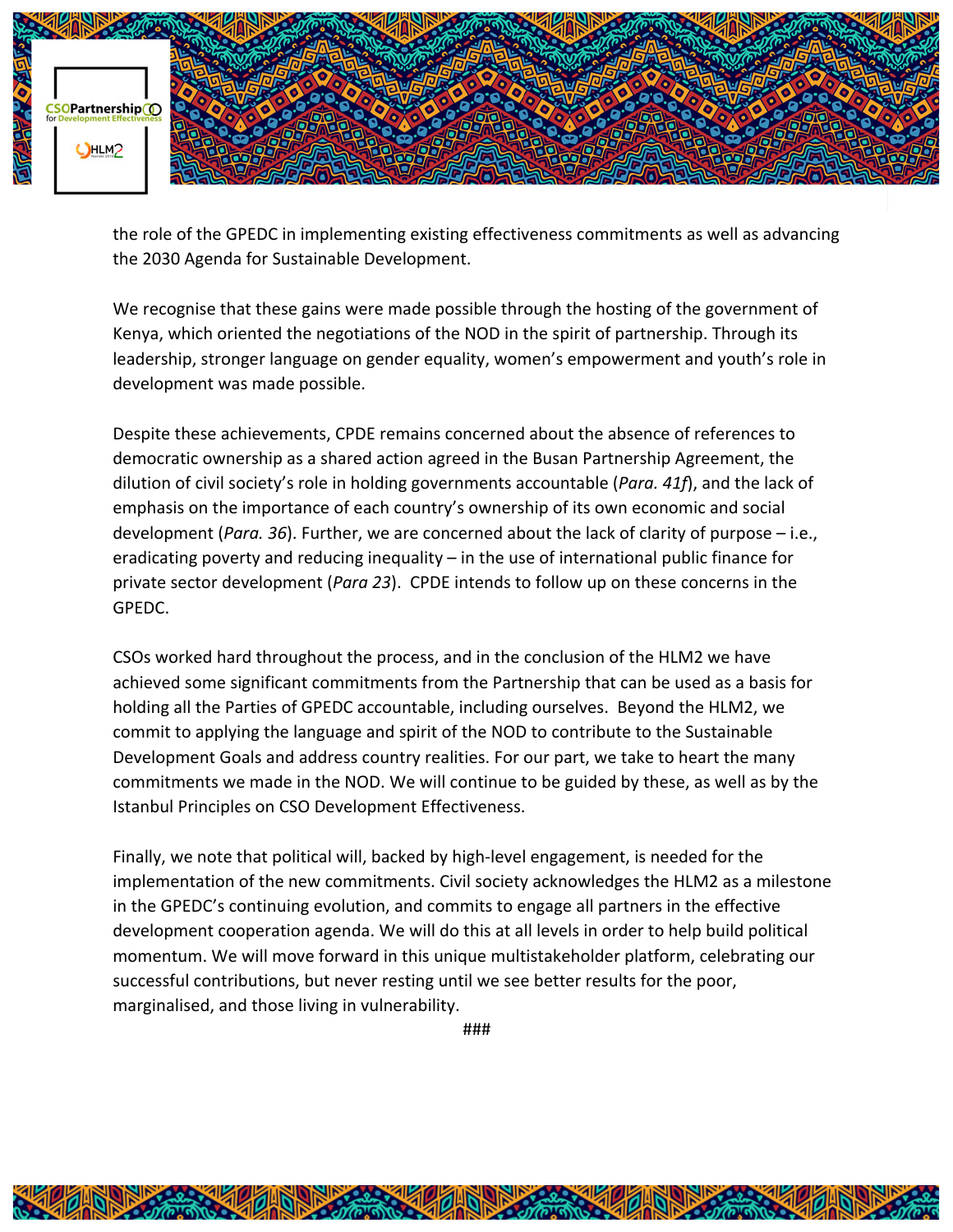the role of the GPEDC in implementing existing effectiveness commitments as well as advancing the 2030 Agenda for Sustainable Development.

We recognise that these gains were made possible through the hosting of the government of Kenya, which oriented the negotiations of the NOD in the spirit of partnership. Through its leadership, stronger language on gender equality, women's empowerment and youth's role in development was made possible.

Despite these achievements, CPDE remains concerned about the absence of references to democratic ownership as a shared action agreed in the Busan Partnership Agreement, the dilution of civil society's role in holding governments accountable (*Para. 41f*), and the lack of emphasis on the importance of each country's ownership of its own economic and social development (*Para. 36*). Further, we are concerned about the lack of clarity of purpose – i.e., eradicating poverty and reducing inequality – in the use of international public finance for private sector development (*Para 23*). CPDE intends to follow up on these concerns in the GPEDC.

CSOs worked hard throughout the process, and in the conclusion of the HLM2 we have achieved some significant commitments from the Partnership that can be used as a basis for holding all the Parties of GPEDC accountable, including ourselves. Beyond the HLM2, we commit to applying the language and spirit of the NOD to contribute to the Sustainable Development Goals and address country realities. For our part, we take to heart the many commitments we made in the NOD. We will continue to be guided by these, as well as by the Istanbul Principles on CSO Development Effectiveness.

Finally, we note that political will, backed by high-level engagement, is needed for the implementation of the new commitments. Civil society acknowledges the HLM2 as a milestone in the GPEDC's continuing evolution, and commits to engage all partners in the effective development cooperation agenda. We will do this at all levels in order to help build political momentum. We will move forward in this unique multistakeholder platform, celebrating our successful contributions, but never resting until we see better results for the poor, marginalised, and those living in vulnerability.

###